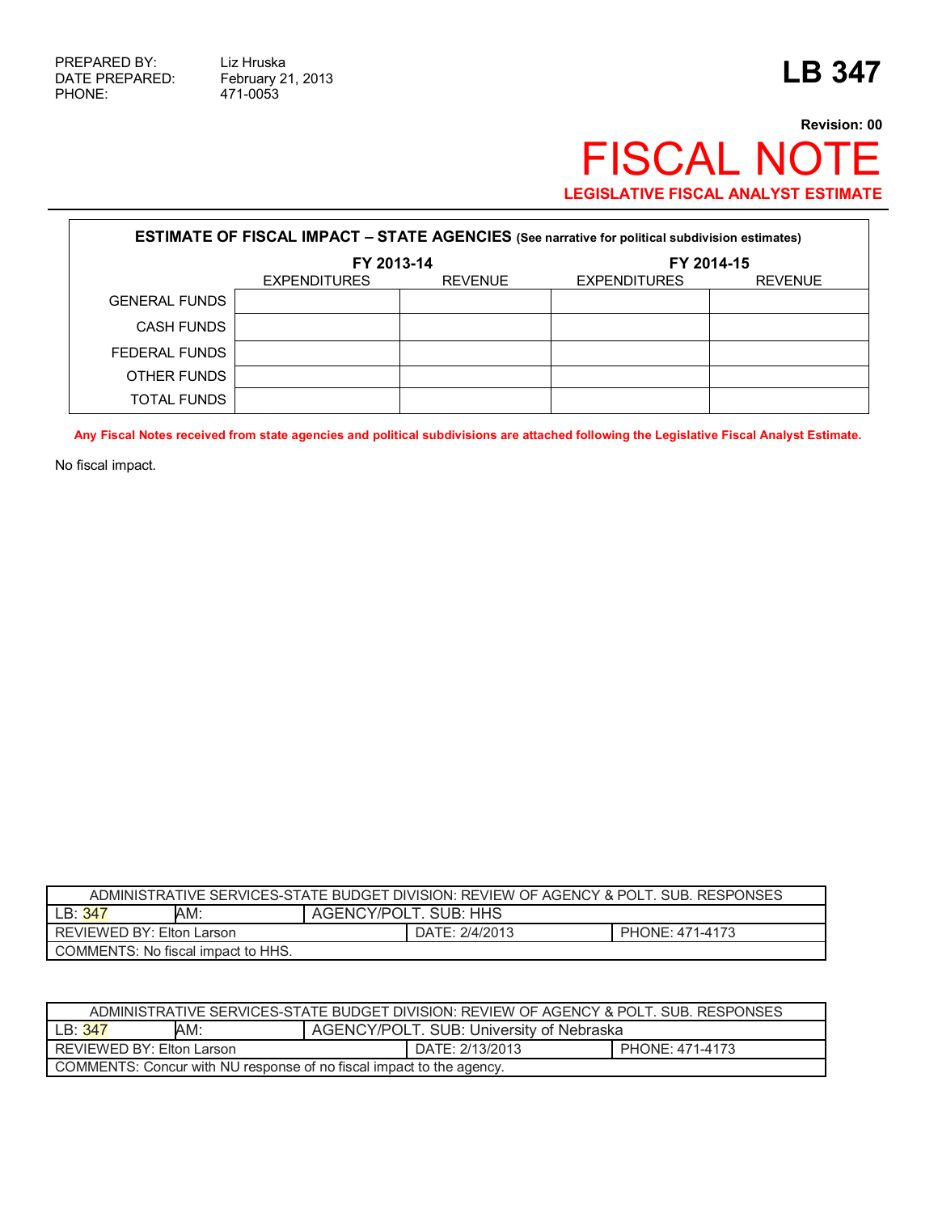PREPARED BY: Liz Hruska
DATE PREPARED: February 21, 2013
PHONE: 471-0053

# LB 347

**Revision: 00**

# FISCAL NOTE

**LEGISLATIVE FISCAL ANALYST ESTIMATE**

| ESTIMATE OF FISCAL IMPACT – STATE AGENCIES (See narrative for political subdivision estimates) | | | | |
|---|---|---|---|---|
| | FY 2013-14 | | FY 2014-15 | |
| | EXPENDITURES | REVENUE | EXPENDITURES | REVENUE |
| GENERAL FUNDS | | | | |
| CASH FUNDS | | | | |
| FEDERAL FUNDS | | | | |
| OTHER FUNDS | | | | |
| TOTAL FUNDS | | | | |

**Any Fiscal Notes received from state agencies and political subdivisions are attached following the Legislative Fiscal Analyst Estimate.**

No fiscal impact.

| ADMINISTRATIVE SERVICES-STATE BUDGET DIVISION: REVIEW OF AGENCY & POLT. SUB. RESPONSES | | | | |
|---|---|---|---|---|
| LB: 347 | AM: | AGENCY/POLT. SUB: HHS | | |
| REVIEWED BY: Elton Larson | | | DATE: 2/4/2013 | PHONE: 471-4173 |
| COMMENTS: No fiscal impact to HHS. | | | | |

| ADMINISTRATIVE SERVICES-STATE BUDGET DIVISION: REVIEW OF AGENCY & POLT. SUB. RESPONSES | | | | |
|---|---|---|---|---|
| LB: 347 | AM: | AGENCY/POLT. SUB: University of Nebraska | | |
| REVIEWED BY: Elton Larson | | | DATE: 2/13/2013 | PHONE: 471-4173 |
| COMMENTS: Concur with NU response of no fiscal impact to the agency. | | | | |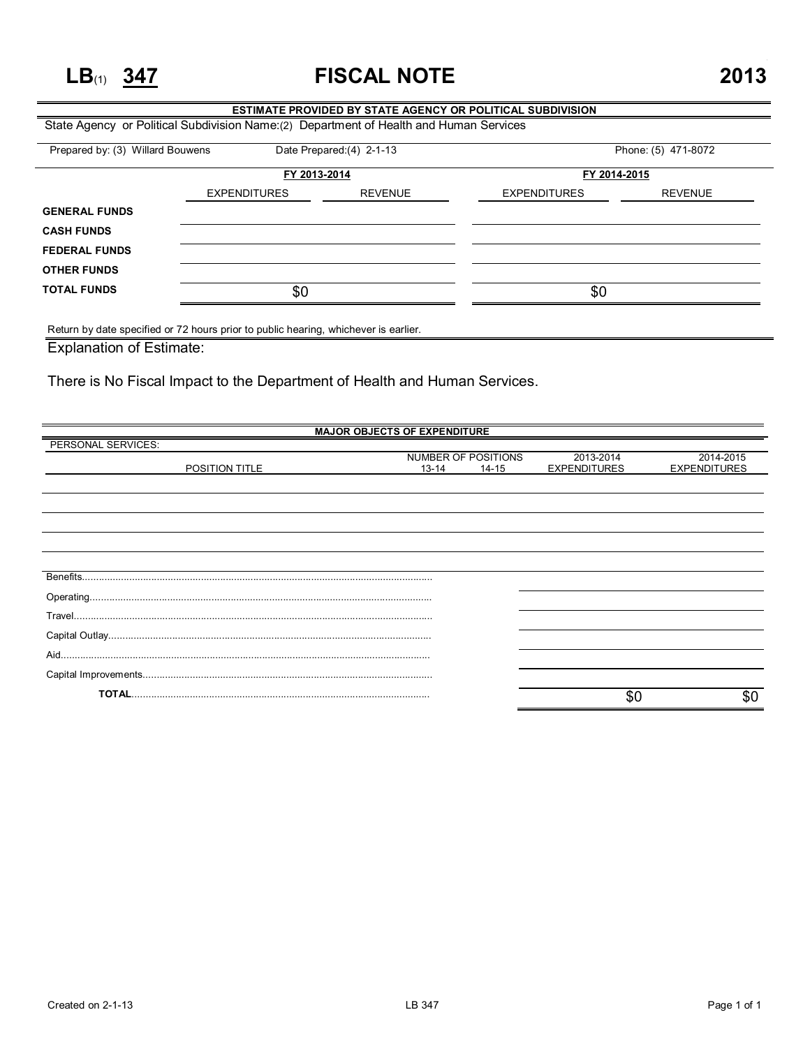# LB(1) 347 FISCAL NOTE 2013

**ESTIMATE PROVIDED BY STATE AGENCY OR POLITICAL SUBDIVISION**

State Agency or Political Subdivision Name:(2) Department of Health and Human Services

Prepared by: (3) Willard Bouwens | Date Prepared:(4) 2-1-13 | Phone: (5) 471-8072

| | FY 2013-2014 | | FY 2014-2015 | |
|---|---|---|---|---|
| | EXPENDITURES | REVENUE | EXPENDITURES | REVENUE |
| **GENERAL FUNDS** | | | | |
| **CASH FUNDS** | | | | |
| **FEDERAL FUNDS** | | | | |
| **OTHER FUNDS** | | | | |
| **TOTAL FUNDS** | $0 | | $0 | |

Return by date specified or 72 hours prior to public hearing, whichever is earlier.

Explanation of Estimate:

There is No Fiscal Impact to the Department of Health and Human Services.

**MAJOR OBJECTS OF EXPENDITURE**

PERSONAL SERVICES:

| POSITION TITLE | NUMBER OF POSITIONS 13-14 | NUMBER OF POSITIONS 14-15 | 2013-2014 EXPENDITURES | 2014-2015 EXPENDITURES |
|---|---|---|---|---|
| | | | | |
| Benefits | | | | |
| Operating | | | | |
| Travel | | | | |
| Capital Outlay | | | | |
| Aid | | | | |
| Capital Improvements | | | | |
| **TOTAL** | | | $0 | $0 |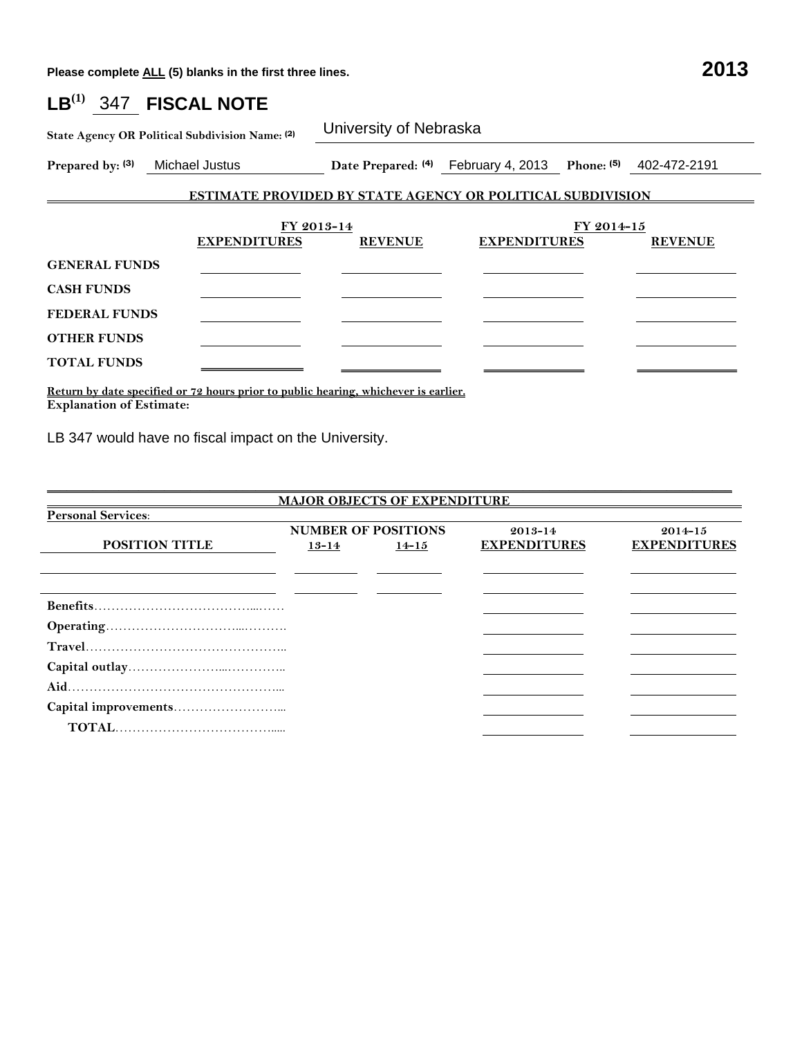Please complete ALL (5) blanks in the first three lines.

**2013**

# LB[(1)] 347 FISCAL NOTE

**State Agency OR Political Subdivision Name:** [(2)] University of Nebraska

**Prepared by:** [(3)] Michael Justus **Date Prepared:** [(4)] February 4, 2013 **Phone:** [(5)] 402-472-2191

**ESTIMATE PROVIDED BY STATE AGENCY OR POLITICAL SUBDIVISION**

| | FY 2013-14 | | FY 2014-15 | |
|---|---|---|---|---|
| | **EXPENDITURES** | **REVENUE** | **EXPENDITURES** | **REVENUE** |
| **GENERAL FUNDS** | | | | |
| **CASH FUNDS** | | | | |
| **FEDERAL FUNDS** | | | | |
| **OTHER FUNDS** | | | | |
| **TOTAL FUNDS** | | | | |

**Return by date specified or 72 hours prior to public hearing, whichever is earlier.**

**Explanation of Estimate:**

LB 347 would have no fiscal impact on the University.

**MAJOR OBJECTS OF EXPENDITURE**

**Personal Services:**

| POSITION TITLE | NUMBER OF POSITIONS 13-14 | 14-15 | 2013-14 EXPENDITURES | 2014-15 EXPENDITURES |
|---|---|---|---|---|
| | | | | |
| | | | | |
| **Benefits** | | | | |
| **Operating** | | | | |
| **Travel** | | | | |
| **Capital outlay** | | | | |
| **Aid** | | | | |
| **Capital improvements** | | | | |
| **TOTAL** | | | | |